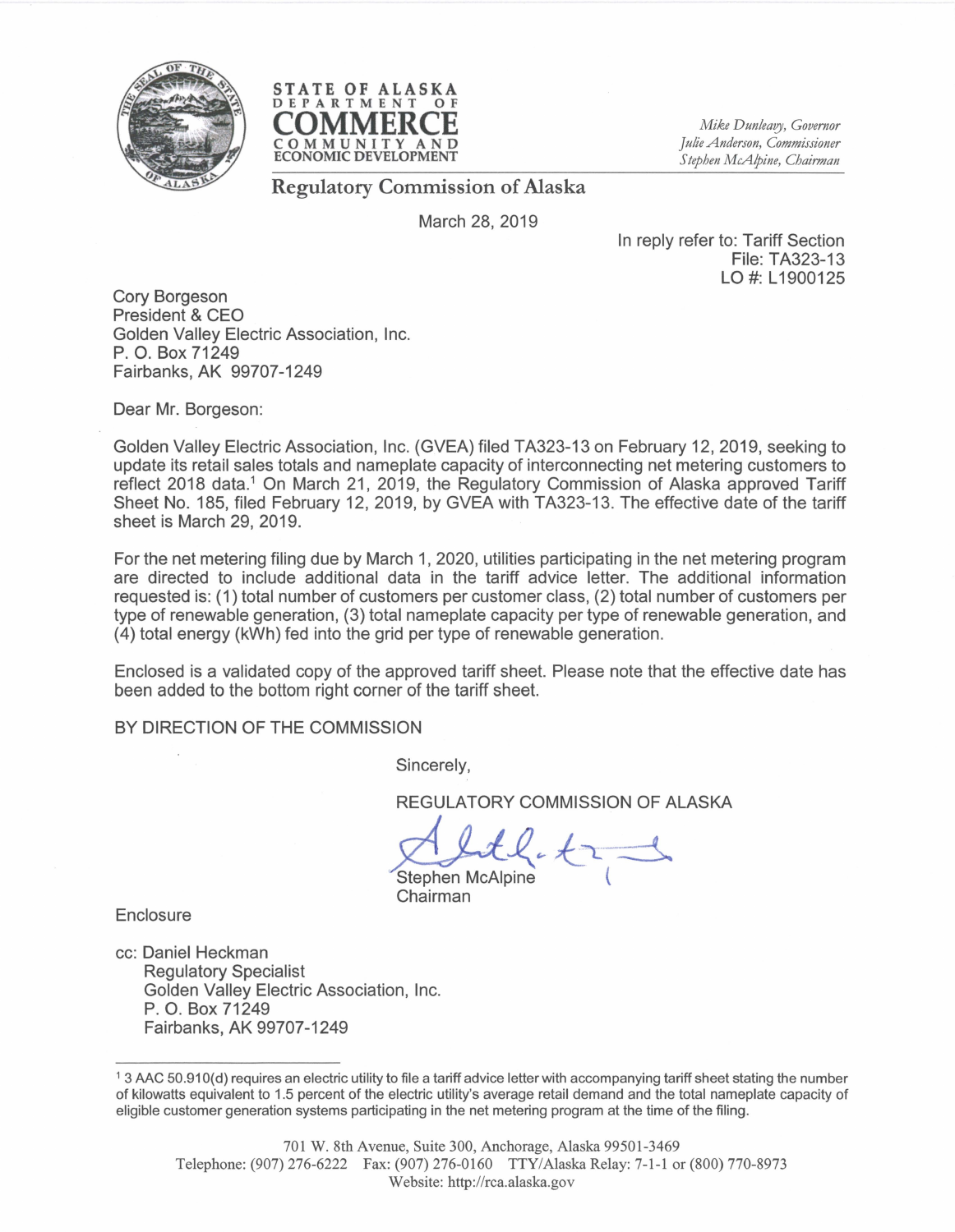**STATE OF ALASKA**
**DEPARTMENT OF**
**COMMERCE**
**COMMUNITY AND ECONOMIC DEVELOPMENT**

*Mike Dunleavy, Governor*
*Julie Anderson, Commissioner*
*Stephen McAlpine, Chairman*

**Regulatory Commission of Alaska**

March 28, 2019

In reply refer to: Tariff Section
File: TA323-13
LO #: L1900125

Cory Borgeson
President & CEO
Golden Valley Electric Association, Inc.
P. O. Box 71249
Fairbanks, AK 99707-1249

Dear Mr. Borgeson:

Golden Valley Electric Association, Inc. (GVEA) filed TA323-13 on February 12, 2019, seeking to update its retail sales totals and nameplate capacity of interconnecting net metering customers to reflect 2018 data.[1] On March 21, 2019, the Regulatory Commission of Alaska approved Tariff Sheet No. 185, filed February 12, 2019, by GVEA with TA323-13. The effective date of the tariff sheet is March 29, 2019.

For the net metering filing due by March 1, 2020, utilities participating in the net metering program are directed to include additional data in the tariff advice letter. The additional information requested is: (1) total number of customers per customer class, (2) total number of customers per type of renewable generation, (3) total nameplate capacity per type of renewable generation, and (4) total energy (kWh) fed into the grid per type of renewable generation.

Enclosed is a validated copy of the approved tariff sheet. Please note that the effective date has been added to the bottom right corner of the tariff sheet.

BY DIRECTION OF THE COMMISSION

Sincerely,

REGULATORY COMMISSION OF ALASKA

Stephen McAlpine
Chairman

Enclosure

cc: Daniel Heckman
Regulatory Specialist
Golden Valley Electric Association, Inc.
P. O. Box 71249
Fairbanks, AK 99707-1249

---

[1] 3 AAC 50.910(d) requires an electric utility to file a tariff advice letter with accompanying tariff sheet stating the number of kilowatts equivalent to 1.5 percent of the electric utility's average retail demand and the total nameplate capacity of eligible customer generation systems participating in the net metering program at the time of the filing.

701 W. 8th Avenue, Suite 300, Anchorage, Alaska 99501-3469
Telephone: (907) 276-6222 Fax: (907) 276-0160 TTY/Alaska Relay: 7-1-1 or (800) 770-8973
Website: http://rca.alaska.gov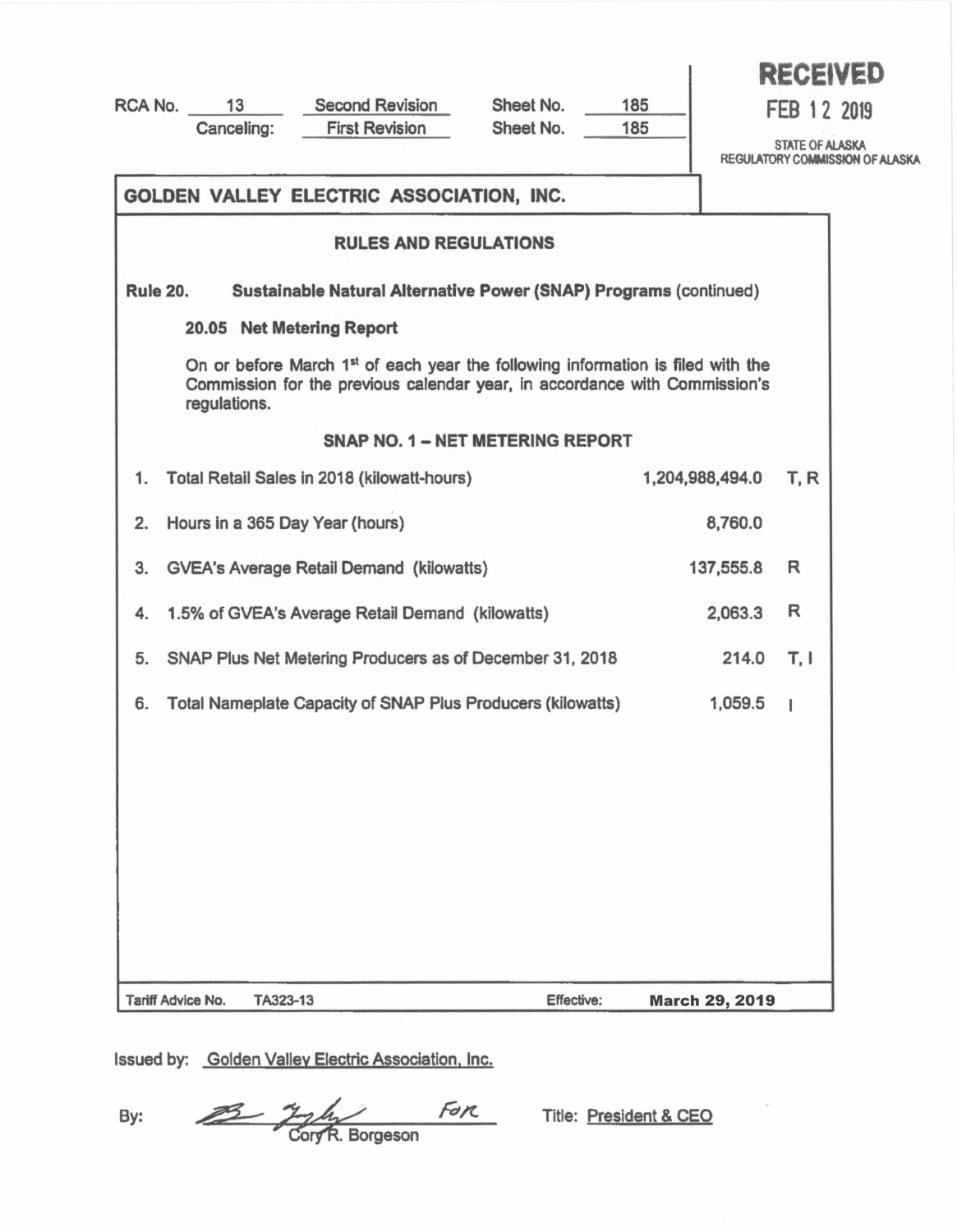RCA No. 13 Second Revision Sheet No. 185
Canceling: First Revision Sheet No. 185

**RECEIVED**
FEB 12 2019
STATE OF ALASKA
REGULATORY COMMISSION OF ALASKA

## GOLDEN VALLEY ELECTRIC ASSOCIATION, INC.

### RULES AND REGULATIONS

**Rule 20. Sustainable Natural Alternative Power (SNAP) Programs** (continued)

**20.05 Net Metering Report**

On or before March 1st of each year the following information is filed with the Commission for the previous calendar year, in accordance with Commission's regulations.

**SNAP NO. 1 – NET METERING REPORT**

| | | | |
|---|---|---|---|
| 1. | Total Retail Sales in 2018 (kilowatt-hours) | 1,204,988,494.0 | T, R |
| 2. | Hours in a 365 Day Year (hours) | 8,760.0 | |
| 3. | GVEA's Average Retail Demand (kilowatts) | 137,555.8 | R |
| 4. | 1.5% of GVEA's Average Retail Demand (kilowatts) | 2,063.3 | R |
| 5. | SNAP Plus Net Metering Producers as of December 31, 2018 | 214.0 | T, I |
| 6. | Total Nameplate Capacity of SNAP Plus Producers (kilowatts) | 1,059.5 | I |

Tariff Advice No. TA323-13 Effective: **March 29, 2019**

Issued by: Golden Valley Electric Association, Inc.

By: Cory R. Borgeson FOR Title: President & CEO